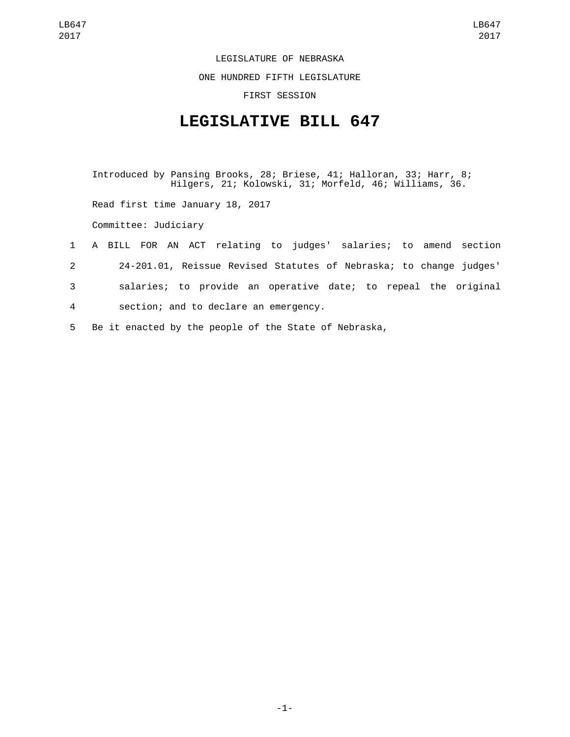LEGISLATURE OF NEBRASKA

ONE HUNDRED FIFTH LEGISLATURE

FIRST SESSION

# LEGISLATIVE BILL 647

Introduced by Pansing Brooks, 28; Briese, 41; Halloran, 33; Harr, 8; Hilgers, 21; Kolowski, 31; Morfeld, 46; Williams, 36.

Read first time January 18, 2017

Committee: Judiciary

1 A BILL FOR AN ACT relating to judges' salaries; to amend section
2 24-201.01, Reissue Revised Statutes of Nebraska; to change judges'
3 salaries; to provide an operative date; to repeal the original
4 section; and to declare an emergency.

5 Be it enacted by the people of the State of Nebraska,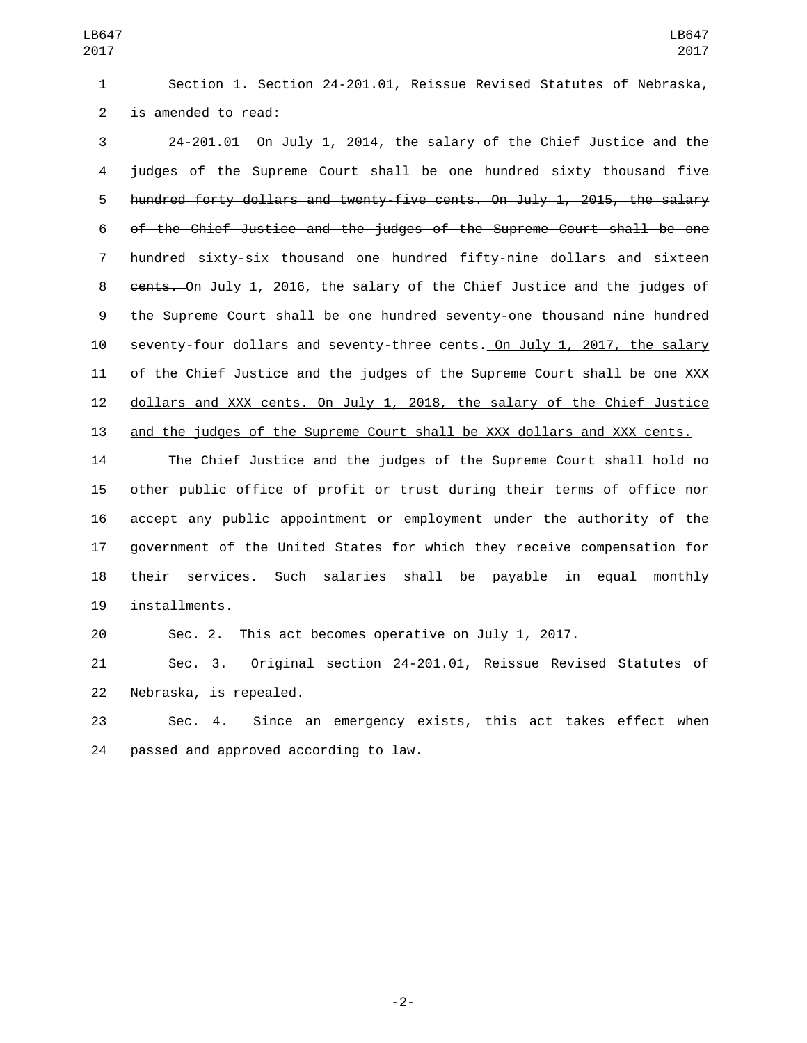Section 1. Section 24-201.01, Reissue Revised Statutes of Nebraska, is amended to read:

24-201.01 ~~On July 1, 2014, the salary of the Chief Justice and the judges of the Supreme Court shall be one hundred sixty thousand five hundred forty dollars and twenty-five cents. On July 1, 2015, the salary of the Chief Justice and the judges of the Supreme Court shall be one hundred sixty-six thousand one hundred fifty-nine dollars and sixteen cents.~~ On July 1, 2016, the salary of the Chief Justice and the judges of the Supreme Court shall be one hundred seventy-one thousand nine hundred seventy-four dollars and seventy-three cents. <u>On July 1, 2017, the salary of the Chief Justice and the judges of the Supreme Court shall be one XXX dollars and XXX cents. On July 1, 2018, the salary of the Chief Justice and the judges of the Supreme Court shall be XXX dollars and XXX cents.</u>

The Chief Justice and the judges of the Supreme Court shall hold no other public office of profit or trust during their terms of office nor accept any public appointment or employment under the authority of the government of the United States for which they receive compensation for their services. Such salaries shall be payable in equal monthly installments.

Sec. 2. This act becomes operative on July 1, 2017.

Sec. 3. Original section 24-201.01, Reissue Revised Statutes of Nebraska, is repealed.

Sec. 4. Since an emergency exists, this act takes effect when passed and approved according to law.